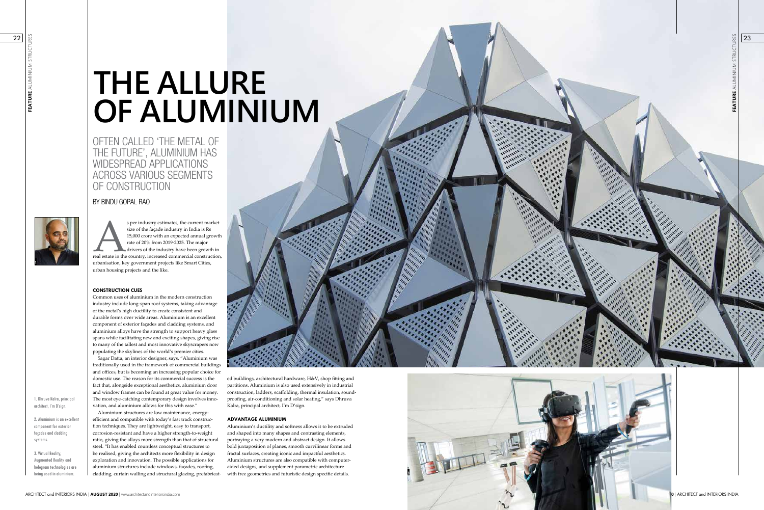# THE ALLURE OF ALUMINIUM

## OFTEN CALLED 'THE METAL OF THE FUTURE', ALUMINIUM HAS WIDESPREAD APPLICATIONS ACROSS VARIOUS SEGMENTS OF CONSTRUCTION

BY BINDU GOPAL RAO

As per industry estimates, the current market size of the façade industry in India is Rs 15,000 crore with an expected annual growth rate of 20% from 2019-2025. The major drivers of the industry have been growth in real estate in the country, increased commercial construction, urbanisation, key government projects like Smart Cities, urban housing projects and the like.

### CONSTRUCTION CUES

Common uses of aluminium in the modern construction industry include long-span roof systems, taking advantage of the metal's high ductility to create consistent and durable forms over wide areas. Aluminium is an excellent component of exterior façades and cladding systems, and aluminium alloys have the strength to support heavy glass spans while facilitating new and exciting shapes, giving rise to many of the tallest and most innovative skyscrapers now populating the skylines of the world's premier cities.

Sagar Datta, an interior designer, says, "Aluminium was traditionally used in the framework of commercial buildings and offices, but is becoming an increasing popular choice for domestic use. The reason for its commercial success is the fact that, alongside exceptional aesthetics, aluminium door and window frames can be found at great value for money. The most eye-catching contemporary design involves innovation, and aluminium allows for this with ease."

Aluminium structures are low maintenance, energy-efficient and compatible with today's fast track construction techniques. They are lightweight, easy to transport, corrosion-resistant and have a higher strength-to-weight ratio, giving the alloys more strength than that of structural steel. "It has enabled countless conceptual structures to be realised, giving the architects more flexibility in design exploration and innovation. The possible applications for aluminium structures include windows, façades, roofing, cladding, curtain walling and structural glazing, prefabricated buildings, architectural hardware, H&V, shop fitting and partitions. Aluminium is also used extensively in industrial construction, ladders, scaffolding, thermal insulation, sound-proofing, air-conditioning and solar heating," says Dhruva Kalra, principal architect, I'm D'sign.

### ADVANTAGE ALUMINIUM

Aluminium's ductility and softness allows it to be extruded and shaped into many shapes and contrasting elements, portraying a very modern and abstract design. It allows bold juxtaposition of planes, smooth curvilinear forms and fractal surfaces, creating iconic and impactful aesthetics. Aluminium structures are also compatible with computer-aided designs, and supplement parametric architecture with free geometries and futuristic design specific details.

1. Dhruva Kalra, principal architect, I'm D'sign.

2. Aluminium is an excellent component for exterior façades and cladding systems.

3. Virtual Reality, Augmented Reality and hologram technologies are being used in aluminium.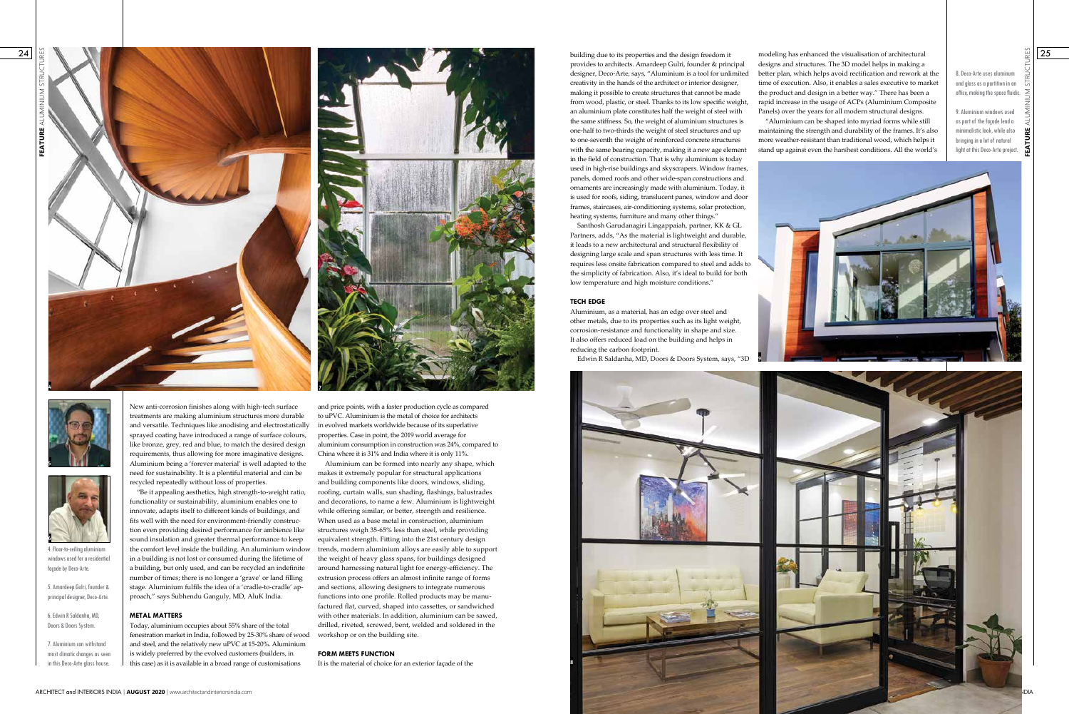New anti-corrosion finishes along with high-tech surface treatments are making aluminium structures more durable and versatile. Techniques like anodising and electrostatically sprayed coating have introduced a range of surface colours, like bronze, grey, red and blue, to match the desired design requirements, thus allowing for more imaginative designs. Aluminium being a 'forever material' is well adapted to the need for sustainability. It is a plentiful material and can be recycled repeatedly without loss of properties.

"Be it appealing aesthetics, high strength-to-weight ratio, functionality or sustainability, aluminium enables one to innovate, adapts itself to different kinds of buildings, and fits well with the need for environment-friendly construction even providing desired performance for ambience like sound insulation and greater thermal performance to keep the comfort level inside the building. An aluminium window in a building is not lost or consumed during the lifetime of a building, but only used, and can be recycled an indefinite number of times; there is no longer a 'grave' or land filling stage. Aluminium fulfils the idea of a 'cradle-to-cradle' approach," says Subhendu Ganguly, MD, AluK India.

### METAL MATTERS

Today, aluminium occupies about 55% share of the total fenestration market in India, followed by 25-30% share of wood and steel, and the relatively new uPVC at 15-20%. Aluminium is widely preferred by the evolved customers (builders, in this case) as it is available in a broad range of customisations and price points, with a faster production cycle as compared to uPVC. Aluminium is the metal of choice for architects in evolved markets worldwide because of its superlative properties. Case in point, the 2019 world average for aluminium consumption in construction was 24%, compared to China where it is 31% and India where it is only 11%.

Aluminium can be formed into nearly any shape, which makes it extremely popular for structural applications and building components like doors, windows, sliding, roofing, curtain walls, sun shading, flashings, balustrades and decorations, to name a few. Aluminium is lightweight while offering similar, or better, strength and resilience. When used as a base metal in construction, aluminium structures weigh 35-65% less than steel, while providing equivalent strength. Fitting into the 21st century design trends, modern aluminium alloys are easily able to support the weight of heavy glass spans, for buildings designed around harnessing natural light for energy-efficiency. The extrusion process offers an almost infinite range of forms and sections, allowing designers to integrate numerous functions into one profile. Rolled products may be manufactured flat, curved, shaped into cassettes, or sandwiched with other materials. In addition, aluminium can be sawed, drilled, riveted, screwed, bent, welded and soldered in the workshop or on the building site.

### FORM MEETS FUNCTION

It is the material of choice for an exterior façade of the building due to its properties and the design freedom it provides to architects. Amardeep Gulri, founder & principal designer, Deco-Arte, says, "Aluminium is a tool for unlimited creativity in the hands of the architect or interior designer, making it possible to create structures that cannot be made from wood, plastic, or steel. Thanks to its low specific weight, an aluminium plate constitutes half the weight of steel with the same stiffness. So, the weight of aluminium structures is one-half to two-thirds the weight of steel structures and up to one-seventh the weight of reinforced concrete structures with the same bearing capacity, making it a new age element in the field of construction. That is why aluminium is today used in high-rise buildings and skyscrapers. Window frames, panels, domed roofs and other wide-span constructions and ornaments are increasingly made with aluminium. Today, it is used for roofs, siding, translucent panes, window and door frames, staircases, air-conditioning systems, solar protection, heating systems, furniture and many other things."

Santhosh Garudanagiri Lingappaiah, partner, KK & GL Partners, adds, "As the material is lightweight and durable, it leads to a new architectural and structural flexibility of designing large scale and span structures with less time. It requires less onsite fabrication compared to steel and adds to the simplicity of fabrication. Also, it's ideal to build for both low temperature and high moisture conditions."

### TECH EDGE

Aluminium, as a material, has an edge over steel and other metals, due to its properties such as its light weight, corrosion-resistance and functionality in shape and size. It also offers reduced load on the building and helps in reducing the carbon footprint.

Edwin R Saldanha, MD, Doors & Doors System, says, "3D modeling has enhanced the visualisation of architectural designs and structures. The 3D model helps in making a better plan, which helps avoid rectification and rework at the time of execution. Also, it enables a sales executive to market the product and design in a better way." There has been a rapid increase in the usage of ACPs (Aluminium Composite Panels) over the years for all modern structural designs.

"Aluminium can be shaped into myriad forms while still maintaining the strength and durability of the frames. It's also more weather-resistant than traditional wood, which helps it stand up against even the harshest conditions. All the world's

4. Floor-to-ceiling aluminium windows used for a residential façade by Deco-Arte.

5. Amardeep Gulri, founder & principal designer, Deco-Arte.

6. Edwin R Saldanha, MD, Doors & Doors System.

7. Aluminium can withstand most climatic changes as seen in this Deco-Arte glass house.

8. Deco-Arte uses aluminum and glass as a partition in an office, making the space fluidic.

9. Aluminium windows used as part of the façade lend a minimalistic look, while also bringing in a lot of natural light at this Deco-Arte project.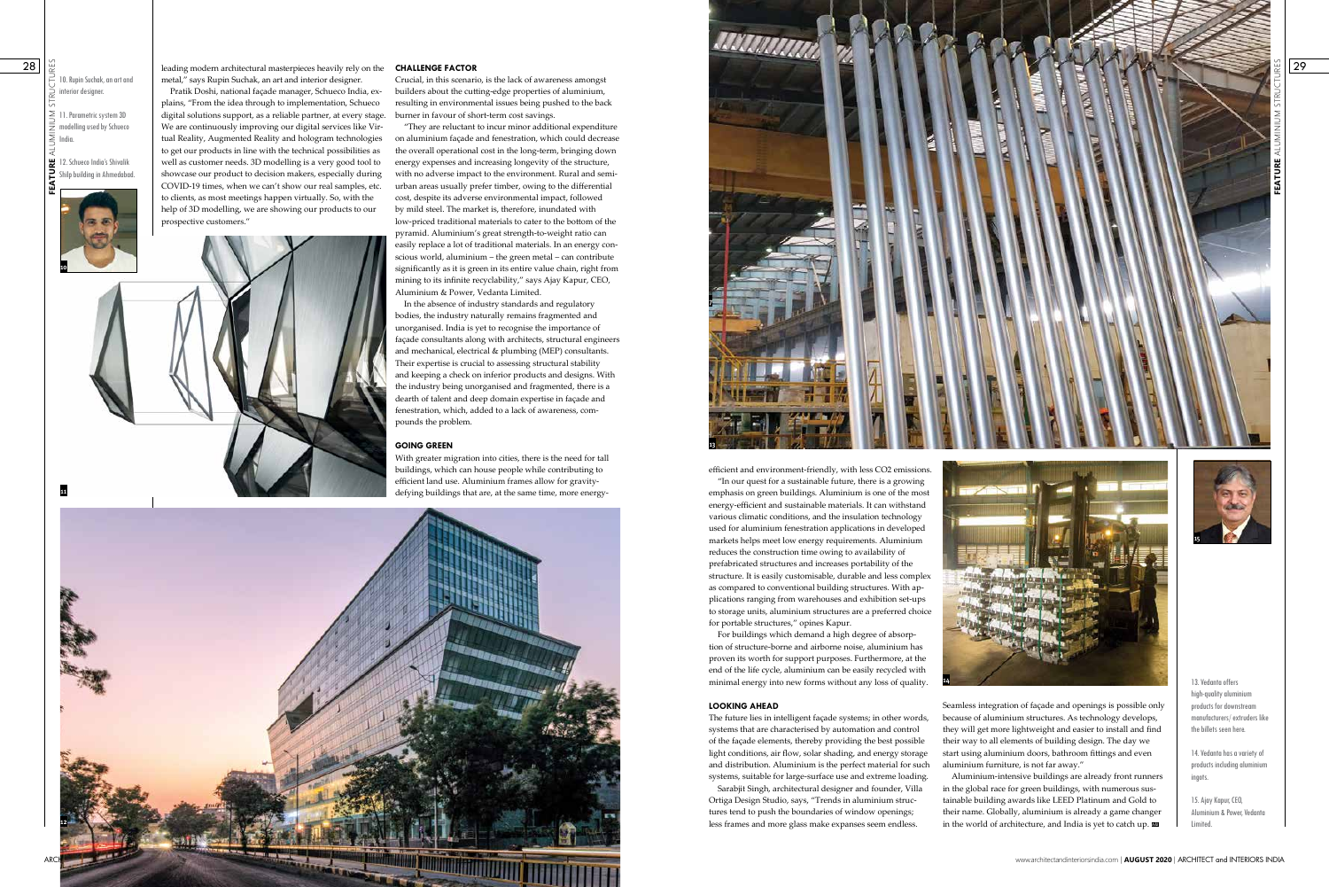10. Rupin Suchak, an art and interior designer.

11. Parametric system 3D modelling used by Schueco India.

12. Schueco India's Shivalik Shilp building in Ahmedabad.

leading modern architectural masterpieces heavily rely on the metal," says Rupin Suchak, an art and interior designer.

Pratik Doshi, national façade manager, Schueco India, explains, "From the idea through to implementation, Schueco digital solutions support, as a reliable partner, at every stage. We are continuously improving our digital services like Virtual Reality, Augmented Reality and hologram technologies to get our products in line with the technical possibilities as well as customer needs. 3D modelling is a very good tool to showcase our product to decision makers, especially during COVID-19 times, when we can't show our real samples, etc. to clients, as most meetings happen virtually. So, with the help of 3D modelling, we are showing our products to our prospective customers."

## CHALLENGE FACTOR

Crucial, in this scenario, is the lack of awareness amongst builders about the cutting-edge properties of aluminium, resulting in environmental issues being pushed to the back burner in favour of short-term cost savings.

"They are reluctant to incur minor additional expenditure on aluminium façade and fenestration, which could decrease the overall operational cost in the long-term, bringing down energy expenses and increasing longevity of the structure, with no adverse impact to the environment. Rural and semi-urban areas usually prefer timber, owing to the differential cost, despite its adverse environmental impact, followed by mild steel. The market is, therefore, inundated with low-priced traditional materials to cater to the bottom of the pyramid. Aluminium's great strength-to-weight ratio can easily replace a lot of traditional materials. In an energy conscious world, aluminium – the green metal – can contribute significantly as it is green in its entire value chain, right from mining to its infinite recyclability," says Ajay Kapur, CEO, Aluminium & Power, Vedanta Limited.

In the absence of industry standards and regulatory bodies, the industry naturally remains fragmented and unorganised. India is yet to recognise the importance of façade consultants along with architects, structural engineers and mechanical, electrical & plumbing (MEP) consultants. Their expertise is crucial to assessing structural stability and keeping a check on inferior products and designs. With the industry being unorganised and fragmented, there is a dearth of talent and deep domain expertise in façade and fenestration, which, added to a lack of awareness, compounds the problem.

## GOING GREEN

With greater migration into cities, there is the need for tall buildings, which can house people while contributing to efficient land use. Aluminium frames allow for gravity-defying buildings that are, at the same time, more energy-efficient and environment-friendly, with less $CO_2$ emissions.

"In our quest for a sustainable future, there is a growing emphasis on green buildings. Aluminium is one of the most energy-efficient and sustainable materials. It can withstand various climatic conditions, and the insulation technology used for aluminium fenestration applications in developed markets helps meet low energy requirements. Aluminium reduces the construction time owing to availability of prefabricated structures and increases portability of the structure. It is easily customisable, durable and less complex as compared to conventional building structures. With applications ranging from warehouses and exhibition set-ups to storage units, aluminium structures are a preferred choice for portable structures," opines Kapur.

For buildings which demand a high degree of absorption of structure-borne and airborne noise, aluminium has proven its worth for support purposes. Furthermore, at the end of the life cycle, aluminium can be easily recycled with minimal energy into new forms without any loss of quality.

## LOOKING AHEAD

The future lies in intelligent façade systems; in other words, systems that are characterised by automation and control of the façade elements, thereby providing the best possible light conditions, air flow, solar shading, and energy storage and distribution. Aluminium is the perfect material for such systems, suitable for large-surface use and extreme loading.

Sarabjit Singh, architectural designer and founder, Villa Ortiga Design Studio, says, "Trends in aluminium structures tend to push the boundaries of window openings; less frames and more glass make expanses seem endless. Seamless integration of façade and openings is possible only because of aluminium structures. As technology develops, they will get more lightweight and easier to install and find their way to all elements of building design. The day we start using aluminium doors, bathroom fittings and even aluminium furniture, is not far away."

Aluminium-intensive buildings are already front runners in the global race for green buildings, with numerous sustainable building awards like LEED Platinum and Gold to their name. Globally, aluminium is already a game changer in the world of architecture, and India is yet to catch up.

13. Vedanta offers high-quality aluminium products for downstream manufacturers/ extruders like the billets seen here.

14. Vedanta has a variety of products including aluminium ingots.

15. Ajay Kapur, CEO, Aluminium & Power, Vedanta Limited.